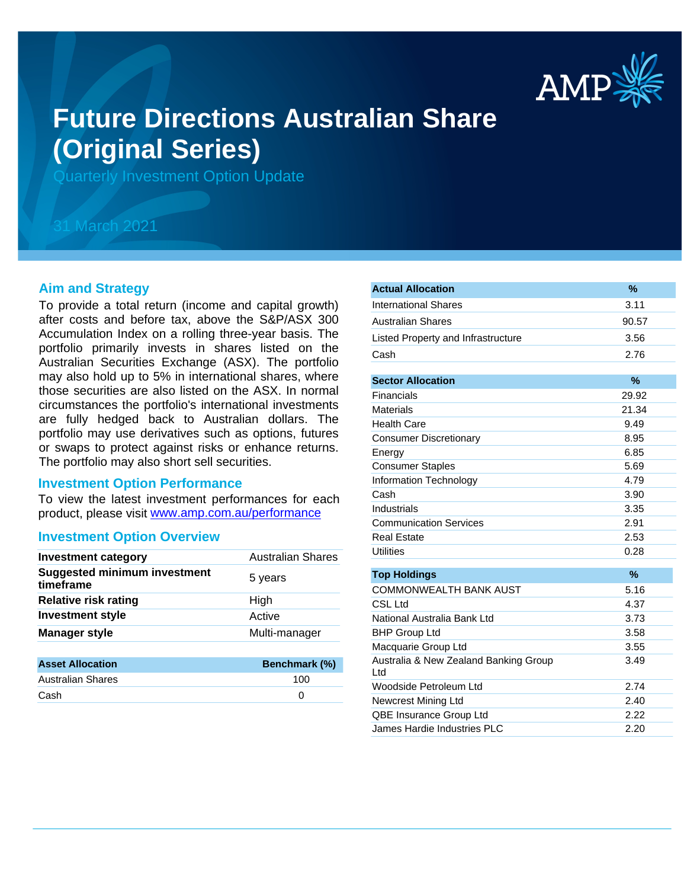# Future Directions Australian Share (Original Series)

Quarterly Investment Option Update

31 March 2021

## Aim and Strategy

To provide a total return (income and capital growth) after costs and before tax, above the S&P/ASX 300 Accumulation Index on a rolling three-year basis. The portfolio primarily invests in shares listed on the Australian Securities Exchange (ASX). The portfolio may also hold up to 5% in international shares, where those securities are also listed on the ASX. In normal circumstances the portfolio's international investments are fully hedged back to Australian dollars. The portfolio may use derivatives such as options, futures or swaps to protect against risks or enhance returns. The portfolio may also short sell securities.

## Investment Option Performance

To view the latest investment performances for each product, please visit [www.amp.com.au/performance](www.amp.com.au/performance)

## Investment Option Overview

| | |
|---|---|
| **Investment category** | Australian Shares |
| **Suggested minimum investment timeframe** | 5 years |
| **Relative risk rating** | High |
| **Investment style** | Active |
| **Manager style** | Multi-manager |

| Asset Allocation | Benchmark (%) |
|---|---|
| Australian Shares | 100 |
| Cash | 0 |

| Actual Allocation | % |
|---|---|
| International Shares | 3.11 |
| Australian Shares | 90.57 |
| Listed Property and Infrastructure | 3.56 |
| Cash | 2.76 |

| Sector Allocation | % |
|---|---|
| Financials | 29.92 |
| Materials | 21.34 |
| Health Care | 9.49 |
| Consumer Discretionary | 8.95 |
| Energy | 6.85 |
| Consumer Staples | 5.69 |
| Information Technology | 4.79 |
| Cash | 3.90 |
| Industrials | 3.35 |
| Communication Services | 2.91 |
| Real Estate | 2.53 |
| Utilities | 0.28 |

| Top Holdings | % |
|---|---|
| COMMONWEALTH BANK AUST | 5.16 |
| CSL Ltd | 4.37 |
| National Australia Bank Ltd | 3.73 |
| BHP Group Ltd | 3.58 |
| Macquarie Group Ltd | 3.55 |
| Australia & New Zealand Banking Group Ltd | 3.49 |
| Woodside Petroleum Ltd | 2.74 |
| Newcrest Mining Ltd | 2.40 |
| QBE Insurance Group Ltd | 2.22 |
| James Hardie Industries PLC | 2.20 |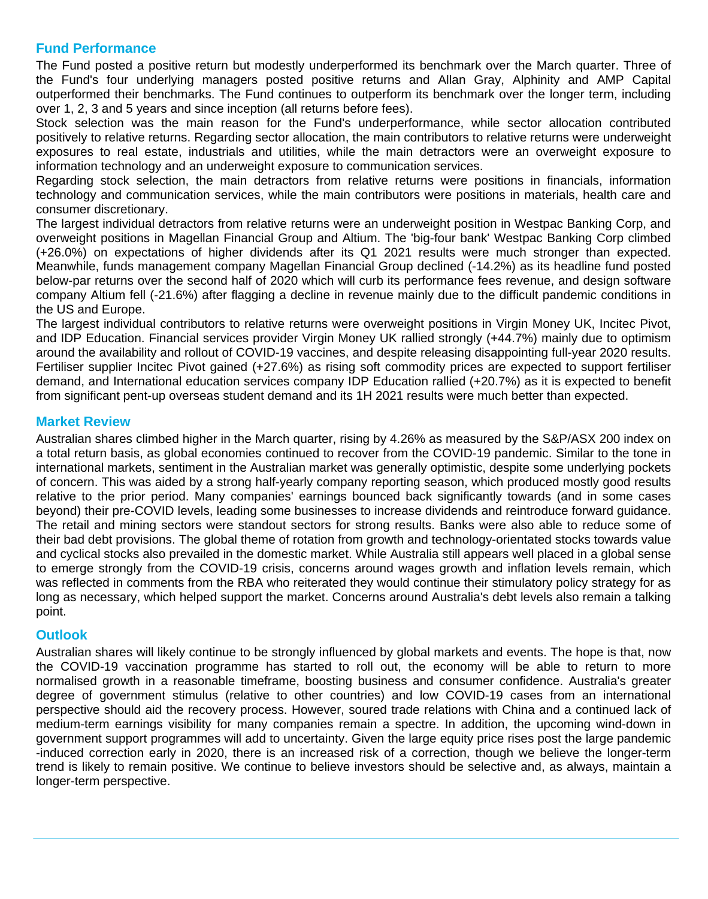## Fund Performance

The Fund posted a positive return but modestly underperformed its benchmark over the March quarter. Three of the Fund's four underlying managers posted positive returns and Allan Gray, Alphinity and AMP Capital outperformed their benchmarks. The Fund continues to outperform its benchmark over the longer term, including over 1, 2, 3 and 5 years and since inception (all returns before fees).

Stock selection was the main reason for the Fund's underperformance, while sector allocation contributed positively to relative returns. Regarding sector allocation, the main contributors to relative returns were underweight exposures to real estate, industrials and utilities, while the main detractors were an overweight exposure to information technology and an underweight exposure to communication services.

Regarding stock selection, the main detractors from relative returns were positions in financials, information technology and communication services, while the main contributors were positions in materials, health care and consumer discretionary.

The largest individual detractors from relative returns were an underweight position in Westpac Banking Corp, and overweight positions in Magellan Financial Group and Altium. The 'big-four bank' Westpac Banking Corp climbed (+26.0%) on expectations of higher dividends after its Q1 2021 results were much stronger than expected. Meanwhile, funds management company Magellan Financial Group declined (-14.2%) as its headline fund posted below-par returns over the second half of 2020 which will curb its performance fees revenue, and design software company Altium fell (-21.6%) after flagging a decline in revenue mainly due to the difficult pandemic conditions in the US and Europe.

The largest individual contributors to relative returns were overweight positions in Virgin Money UK, Incitec Pivot, and IDP Education. Financial services provider Virgin Money UK rallied strongly (+44.7%) mainly due to optimism around the availability and rollout of COVID-19 vaccines, and despite releasing disappointing full-year 2020 results. Fertiliser supplier Incitec Pivot gained (+27.6%) as rising soft commodity prices are expected to support fertiliser demand, and International education services company IDP Education rallied (+20.7%) as it is expected to benefit from significant pent-up overseas student demand and its 1H 2021 results were much better than expected.

## Market Review

Australian shares climbed higher in the March quarter, rising by 4.26% as measured by the S&P/ASX 200 index on a total return basis, as global economies continued to recover from the COVID-19 pandemic. Similar to the tone in international markets, sentiment in the Australian market was generally optimistic, despite some underlying pockets of concern. This was aided by a strong half-yearly company reporting season, which produced mostly good results relative to the prior period. Many companies' earnings bounced back significantly towards (and in some cases beyond) their pre-COVID levels, leading some businesses to increase dividends and reintroduce forward guidance. The retail and mining sectors were standout sectors for strong results. Banks were also able to reduce some of their bad debt provisions. The global theme of rotation from growth and technology-orientated stocks towards value and cyclical stocks also prevailed in the domestic market. While Australia still appears well placed in a global sense to emerge strongly from the COVID-19 crisis, concerns around wages growth and inflation levels remain, which was reflected in comments from the RBA who reiterated they would continue their stimulatory policy strategy for as long as necessary, which helped support the market. Concerns around Australia's debt levels also remain a talking point.

## Outlook

Australian shares will likely continue to be strongly influenced by global markets and events. The hope is that, now the COVID-19 vaccination programme has started to roll out, the economy will be able to return to more normalised growth in a reasonable timeframe, boosting business and consumer confidence. Australia's greater degree of government stimulus (relative to other countries) and low COVID-19 cases from an international perspective should aid the recovery process. However, soured trade relations with China and a continued lack of medium-term earnings visibility for many companies remain a spectre. In addition, the upcoming wind-down in government support programmes will add to uncertainty. Given the large equity price rises post the large pandemic-induced correction early in 2020, there is an increased risk of a correction, though we believe the longer-term trend is likely to remain positive. We continue to believe investors should be selective and, as always, maintain a longer-term perspective.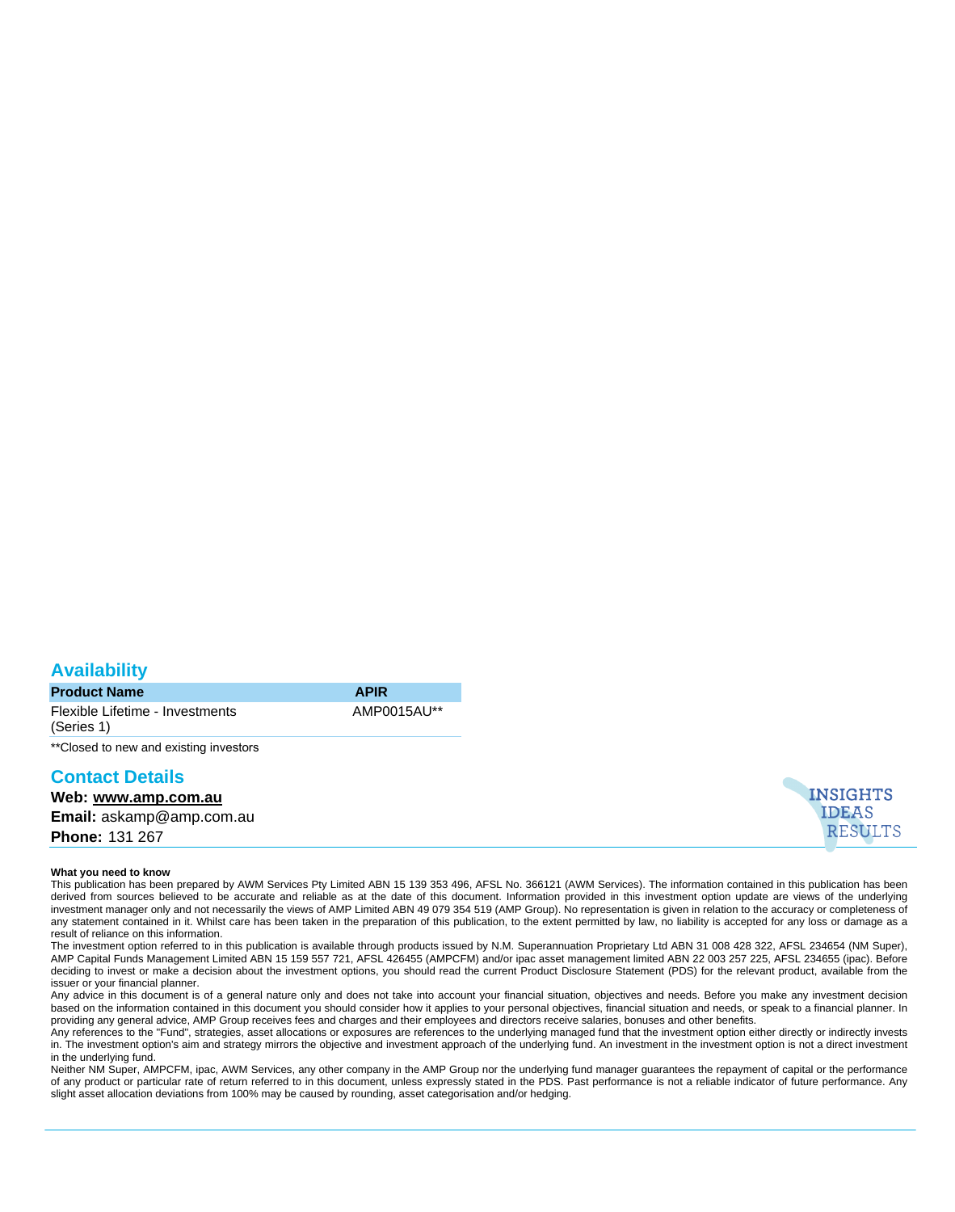## Availability

| Product Name | APIR |
|---|---|
| Flexible Lifetime - Investments (Series 1) | AMP0015AU** |

**Closed to new and existing investors

## Contact Details

**Web:** **www.amp.com.au**
**Email:** askamp@amp.com.au
**Phone:** 131 267

INSIGHTS
IDEAS
RESULTS

**What you need to know**

This publication has been prepared by AWM Services Pty Limited ABN 15 139 353 496, AFSL No. 366121 (AWM Services). The information contained in this publication has been derived from sources believed to be accurate and reliable as at the date of this document. Information provided in this investment option update are views of the underlying investment manager only and not necessarily the views of AMP Limited ABN 49 079 354 519 (AMP Group). No representation is given in relation to the accuracy or completeness of any statement contained in it. Whilst care has been taken in the preparation of this publication, to the extent permitted by law, no liability is accepted for any loss or damage as a result of reliance on this information.

The investment option referred to in this publication is available through products issued by N.M. Superannuation Proprietary Ltd ABN 31 008 428 322, AFSL 234654 (NM Super), AMP Capital Funds Management Limited ABN 15 159 557 721, AFSL 426455 (AMPCFM) and/or ipac asset management limited ABN 22 003 257 225, AFSL 234655 (ipac). Before deciding to invest or make a decision about the investment options, you should read the current Product Disclosure Statement (PDS) for the relevant product, available from the issuer or your financial planner.

Any advice in this document is of a general nature only and does not take into account your financial situation, objectives and needs. Before you make any investment decision based on the information contained in this document you should consider how it applies to your personal objectives, financial situation and needs, or speak to a financial planner. In providing any general advice, AMP Group receives fees and charges and their employees and directors receive salaries, bonuses and other benefits.

Any references to the "Fund", strategies, asset allocations or exposures are references to the underlying managed fund that the investment option either directly or indirectly invests in. The investment option's aim and strategy mirrors the objective and investment approach of the underlying fund. An investment in the investment option is not a direct investment in the underlying fund.

Neither NM Super, AMPCFM, ipac, AWM Services, any other company in the AMP Group nor the underlying fund manager guarantees the repayment of capital or the performance of any product or particular rate of return referred to in this document, unless expressly stated in the PDS. Past performance is not a reliable indicator of future performance. Any slight asset allocation deviations from 100% may be caused by rounding, asset categorisation and/or hedging.